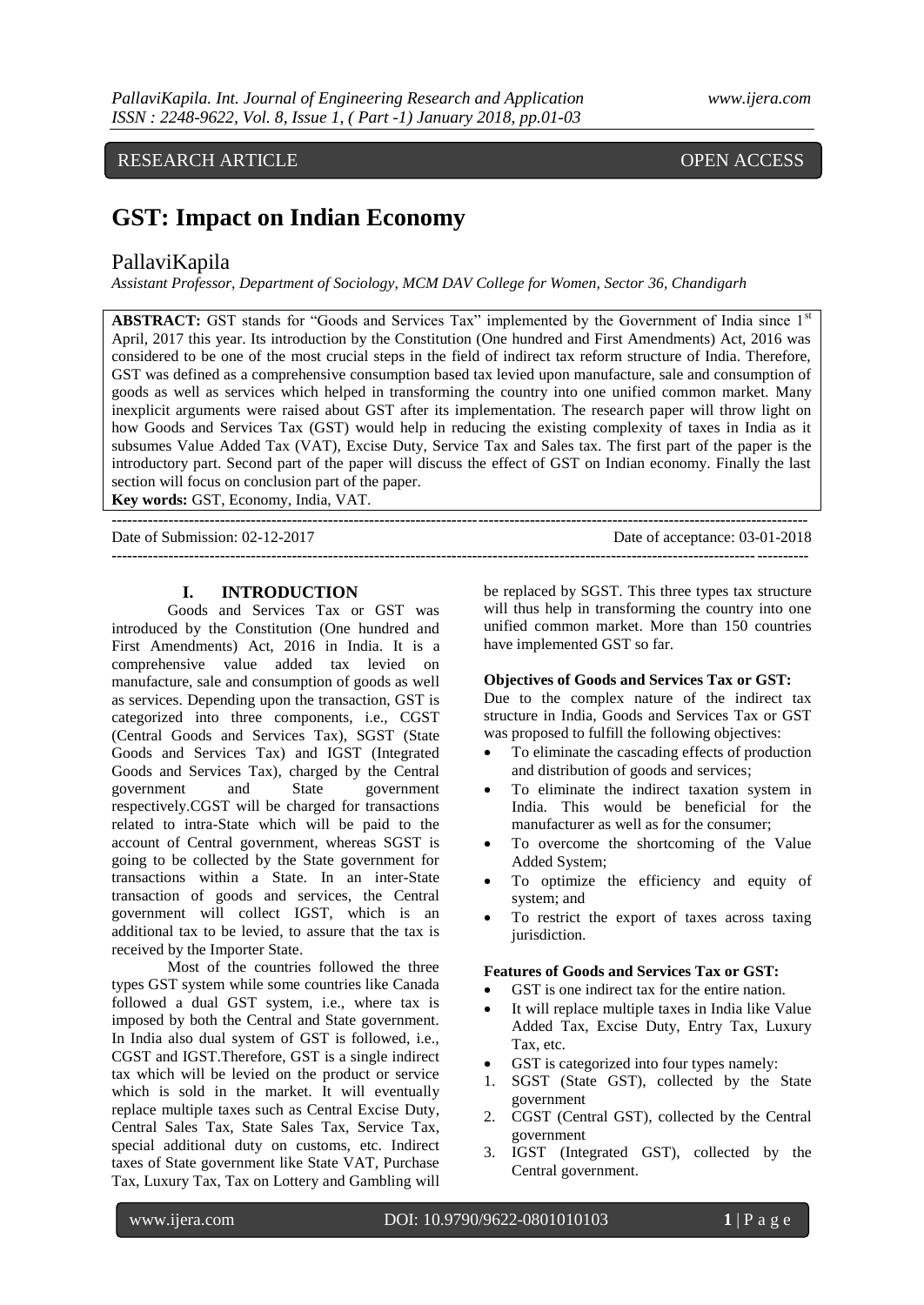RESEARCH ARTICLE OPEN ACCESS

# GST: Impact on Indian Economy

## PallaviKapila

*Assistant Professor, Department of Sociology, MCM DAV College for Women, Sector 36, Chandigarh*

**ABSTRACT:** GST stands for "Goods and Services Tax" implemented by the Government of India since 1st April, 2017 this year. Its introduction by the Constitution (One hundred and First Amendments) Act, 2016 was considered to be one of the most crucial steps in the field of indirect tax reform structure of India. Therefore, GST was defined as a comprehensive consumption based tax levied upon manufacture, sale and consumption of goods as well as services which helped in transforming the country into one unified common market. Many inexplicit arguments were raised about GST after its implementation. The research paper will throw light on how Goods and Services Tax (GST) would help in reducing the existing complexity of taxes in India as it subsumes Value Added Tax (VAT), Excise Duty, Service Tax and Sales tax. The first part of the paper is the introductory part. Second part of the paper will discuss the effect of GST on Indian economy. Finally the last section will focus on conclusion part of the paper.

**Key words:** GST, Economy, India, VAT.

Date of Submission: 02-12-2017 Date of acceptance: 03-01-2018

## I. INTRODUCTION

Goods and Services Tax or GST was introduced by the Constitution (One hundred and First Amendments) Act, 2016 in India. It is a comprehensive value added tax levied on manufacture, sale and consumption of goods as well as services. Depending upon the transaction, GST is categorized into three components, i.e., CGST (Central Goods and Services Tax), SGST (State Goods and Services Tax) and IGST (Integrated Goods and Services Tax), charged by the Central government and State government respectively.CGST will be charged for transactions related to intra-State which will be paid to the account of Central government, whereas SGST is going to be collected by the State government for transactions within a State. In an inter-State transaction of goods and services, the Central government will collect IGST, which is an additional tax to be levied, to assure that the tax is received by the Importer State.

Most of the countries followed the three types GST system while some countries like Canada followed a dual GST system, i.e., where tax is imposed by both the Central and State government. In India also dual system of GST is followed, i.e., CGST and IGST.Therefore, GST is a single indirect tax which will be levied on the product or service which is sold in the market. It will eventually replace multiple taxes such as Central Excise Duty, Central Sales Tax, State Sales Tax, Service Tax, special additional duty on customs, etc. Indirect taxes of State government like State VAT, Purchase Tax, Luxury Tax, Tax on Lottery and Gambling will be replaced by SGST. This three types tax structure will thus help in transforming the country into one unified common market. More than 150 countries have implemented GST so far.

**Objectives of Goods and Services Tax or GST:**

Due to the complex nature of the indirect tax structure in India, Goods and Services Tax or GST was proposed to fulfill the following objectives:

- To eliminate the cascading effects of production and distribution of goods and services;
- To eliminate the indirect taxation system in India. This would be beneficial for the manufacturer as well as for the consumer;
- To overcome the shortcoming of the Value Added System;
- To optimize the efficiency and equity of system; and
- To restrict the export of taxes across taxing jurisdiction.

**Features of Goods and Services Tax or GST:**

- GST is one indirect tax for the entire nation.
- It will replace multiple taxes in India like Value Added Tax, Excise Duty, Entry Tax, Luxury Tax, etc.
- GST is categorized into four types namely:

1. SGST (State GST), collected by the State government
2. CGST (Central GST), collected by the Central government
3. IGST (Integrated GST), collected by the Central government.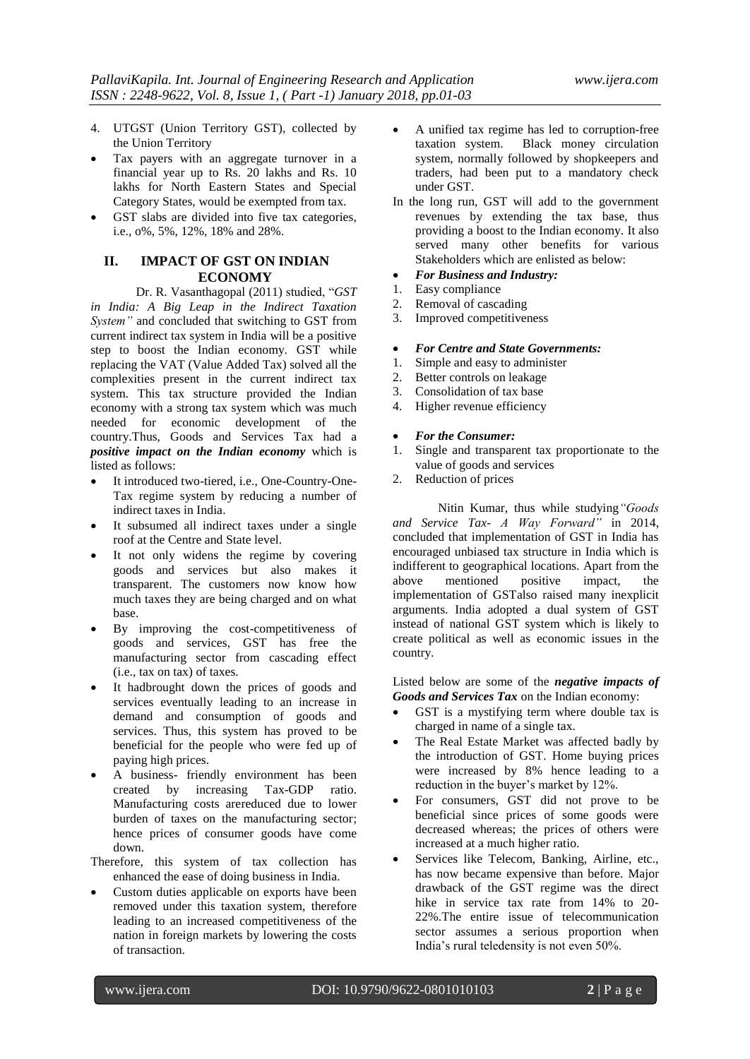4. UTGST (Union Territory GST), collected by the Union Territory

- Tax payers with an aggregate turnover in a financial year up to Rs. 20 lakhs and Rs. 10 lakhs for North Eastern States and Special Category States, would be exempted from tax.
- GST slabs are divided into five tax categories, i.e., o%, 5%, 12%, 18% and 28%.

## II. IMPACT OF GST ON INDIAN ECONOMY

Dr. R. Vasanthagopal (2011) studied, "*GST in India: A Big Leap in the Indirect Taxation System"* and concluded that switching to GST from current indirect tax system in India will be a positive step to boost the Indian economy. GST while replacing the VAT (Value Added Tax) solved all the complexities present in the current indirect tax system. This tax structure provided the Indian economy with a strong tax system which was much needed for economic development of the country.Thus, Goods and Services Tax had a ***positive impact on the Indian economy*** which is listed as follows:

- It introduced two-tiered, i.e., One-Country-One-Tax regime system by reducing a number of indirect taxes in India.
- It subsumed all indirect taxes under a single roof at the Centre and State level.
- It not only widens the regime by covering goods and services but also makes it transparent. The customers now know how much taxes they are being charged and on what base.
- By improving the cost-competitiveness of goods and services, GST has free the manufacturing sector from cascading effect (i.e., tax on tax) of taxes.
- It hadbrought down the prices of goods and services eventually leading to an increase in demand and consumption of goods and services. Thus, this system has proved to be beneficial for the people who were fed up of paying high prices.
- A business- friendly environment has been created by increasing Tax-GDP ratio. Manufacturing costs arereduced due to lower burden of taxes on the manufacturing sector; hence prices of consumer goods have come down.

Therefore, this system of tax collection has enhanced the ease of doing business in India.

- Custom duties applicable on exports have been removed under this taxation system, therefore leading to an increased competitiveness of the nation in foreign markets by lowering the costs of transaction.
- A unified tax regime has led to corruption-free taxation system. Black money circulation system, normally followed by shopkeepers and traders, had been put to a mandatory check under GST.

In the long run, GST will add to the government revenues by extending the tax base, thus providing a boost to the Indian economy. It also served many other benefits for various Stakeholders which are enlisted as below:

- ***For Business and Industry:***

1. Easy compliance
2. Removal of cascading
3. Improved competitiveness

- ***For Centre and State Governments:***

1. Simple and easy to administer
2. Better controls on leakage
3. Consolidation of tax base
4. Higher revenue efficiency

- ***For the Consumer:***

1. Single and transparent tax proportionate to the value of goods and services
2. Reduction of prices

Nitin Kumar, thus while studying*"Goods and Service Tax- A Way Forward"* in 2014, concluded that implementation of GST in India has encouraged unbiased tax structure in India which is indifferent to geographical locations. Apart from the above mentioned positive impact, the implementation of GSTalso raised many inexplicit arguments. India adopted a dual system of GST instead of national GST system which is likely to create political as well as economic issues in the country.

Listed below are some of the ***negative impacts of Goods and Services Tax*** on the Indian economy:

- GST is a mystifying term where double tax is charged in name of a single tax.
- The Real Estate Market was affected badly by the introduction of GST. Home buying prices were increased by 8% hence leading to a reduction in the buyer's market by 12%.
- For consumers, GST did not prove to be beneficial since prices of some goods were decreased whereas; the prices of others were increased at a much higher ratio.
- Services like Telecom, Banking, Airline, etc., has now became expensive than before. Major drawback of the GST regime was the direct hike in service tax rate from 14% to 20-22%.The entire issue of telecommunication sector assumes a serious proportion when India's rural teledensity is not even 50%.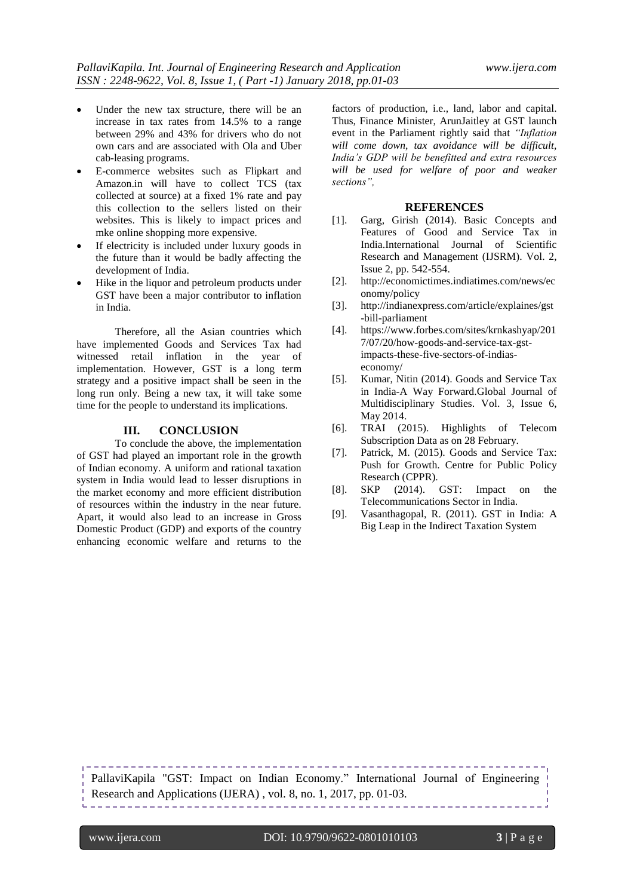- Under the new tax structure, there will be an increase in tax rates from 14.5% to a range between 29% and 43% for drivers who do not own cars and are associated with Ola and Uber cab-leasing programs.
- E-commerce websites such as Flipkart and Amazon.in will have to collect TCS (tax collected at source) at a fixed 1% rate and pay this collection to the sellers listed on their websites. This is likely to impact prices and mke online shopping more expensive.
- If electricity is included under luxury goods in the future than it would be badly affecting the development of India.
- Hike in the liquor and petroleum products under GST have been a major contributor to inflation in India.

Therefore, all the Asian countries which have implemented Goods and Services Tax had witnessed retail inflation in the year of implementation. However, GST is a long term strategy and a positive impact shall be seen in the long run only. Being a new tax, it will take some time for the people to understand its implications.

## III. CONCLUSION

To conclude the above, the implementation of GST had played an important role in the growth of Indian economy. A uniform and rational taxation system in India would lead to lesser disruptions in the market economy and more efficient distribution of resources within the industry in the near future. Apart, it would also lead to an increase in Gross Domestic Product (GDP) and exports of the country enhancing economic welfare and returns to the factors of production, i.e., land, labor and capital. Thus, Finance Minister, ArunJaitley at GST launch event in the Parliament rightly said that *"Inflation will come down, tax avoidance will be difficult, India's GDP will be benefitted and extra resources will be used for welfare of poor and weaker sections",*

## REFERENCES

[1]. Garg, Girish (2014). Basic Concepts and Features of Good and Service Tax in India.International Journal of Scientific Research and Management (IJSRM). Vol. 2, Issue 2, pp. 542-554.

[2]. http://economictimes.indiatimes.com/news/economy/policy

[3]. http://indianexpress.com/article/explaines/gst-bill-parliament

[4]. https://www.forbes.com/sites/krnkashyap/2017/07/20/how-goods-and-service-tax-gst-impacts-these-five-sectors-of-indias-economy/

[5]. Kumar, Nitin (2014). Goods and Service Tax in India-A Way Forward.Global Journal of Multidisciplinary Studies. Vol. 3, Issue 6, May 2014.

[6]. TRAI (2015). Highlights of Telecom Subscription Data as on 28 February.

[7]. Patrick, M. (2015). Goods and Service Tax: Push for Growth. Centre for Public Policy Research (CPPR).

[8]. SKP (2014). GST: Impact on the Telecommunications Sector in India.

[9]. Vasanthagopal, R. (2011). GST in India: A Big Leap in the Indirect Taxation System

PallaviKapila "GST: Impact on Indian Economy." International Journal of Engineering Research and Applications (IJERA) , vol. 8, no. 1, 2017, pp. 01-03.